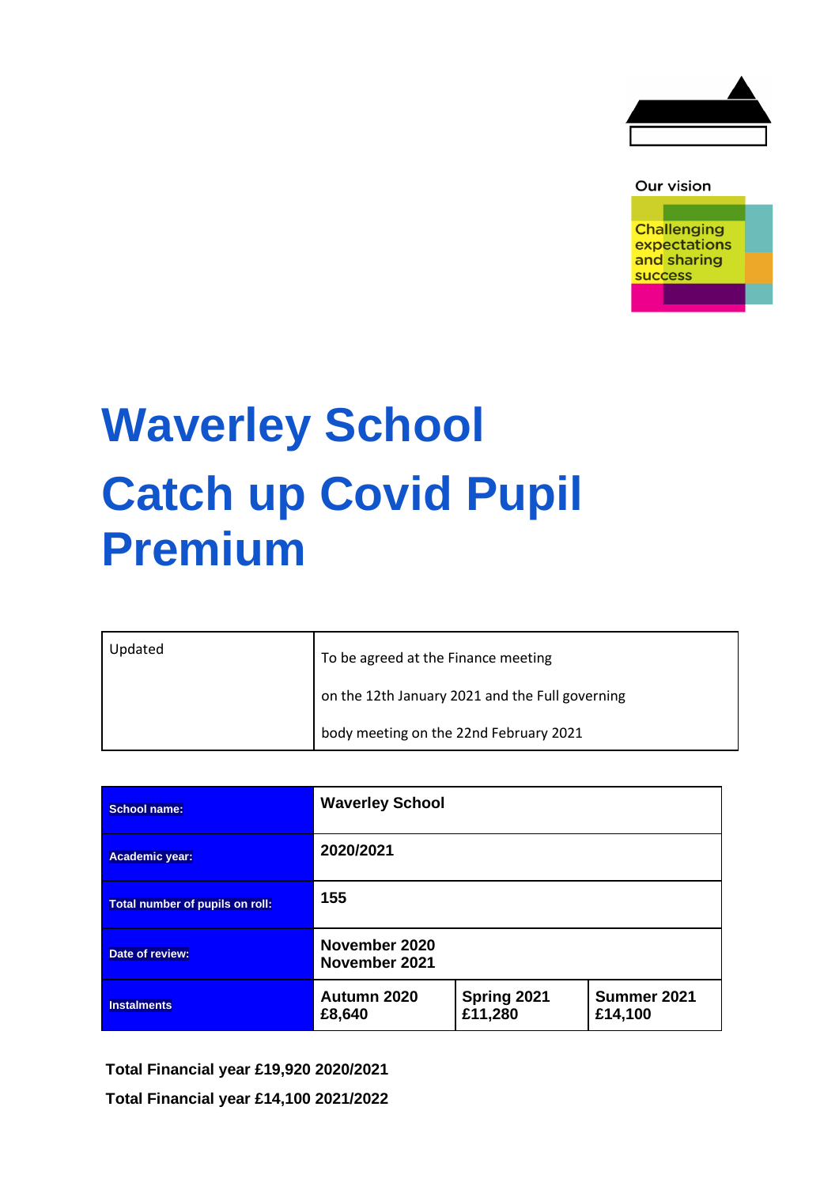Our vision

Challenging expectations and sharing success

# Waverley School

# Catch up Covid Pupil Premium

| Updated | To be agreed at the Finance meeting on the 12th January 2021 and the Full governing body meeting on the 22nd February 2021 |
|---|---|

| School name: | Waverley School | | |
|---|---|---|---|
| Academic year: | 2020/2021 | | |
| Total number of pupils on roll: | 155 | | |
| Date of review: | November 2020<br>November 2021 | | |
| Instalments | Autumn 2020<br>£8,640 | Spring 2021<br>£11,280 | Summer 2021<br>£14,100 |

**Total Financial year £19,920 2020/2021**

**Total Financial year £14,100 2021/2022**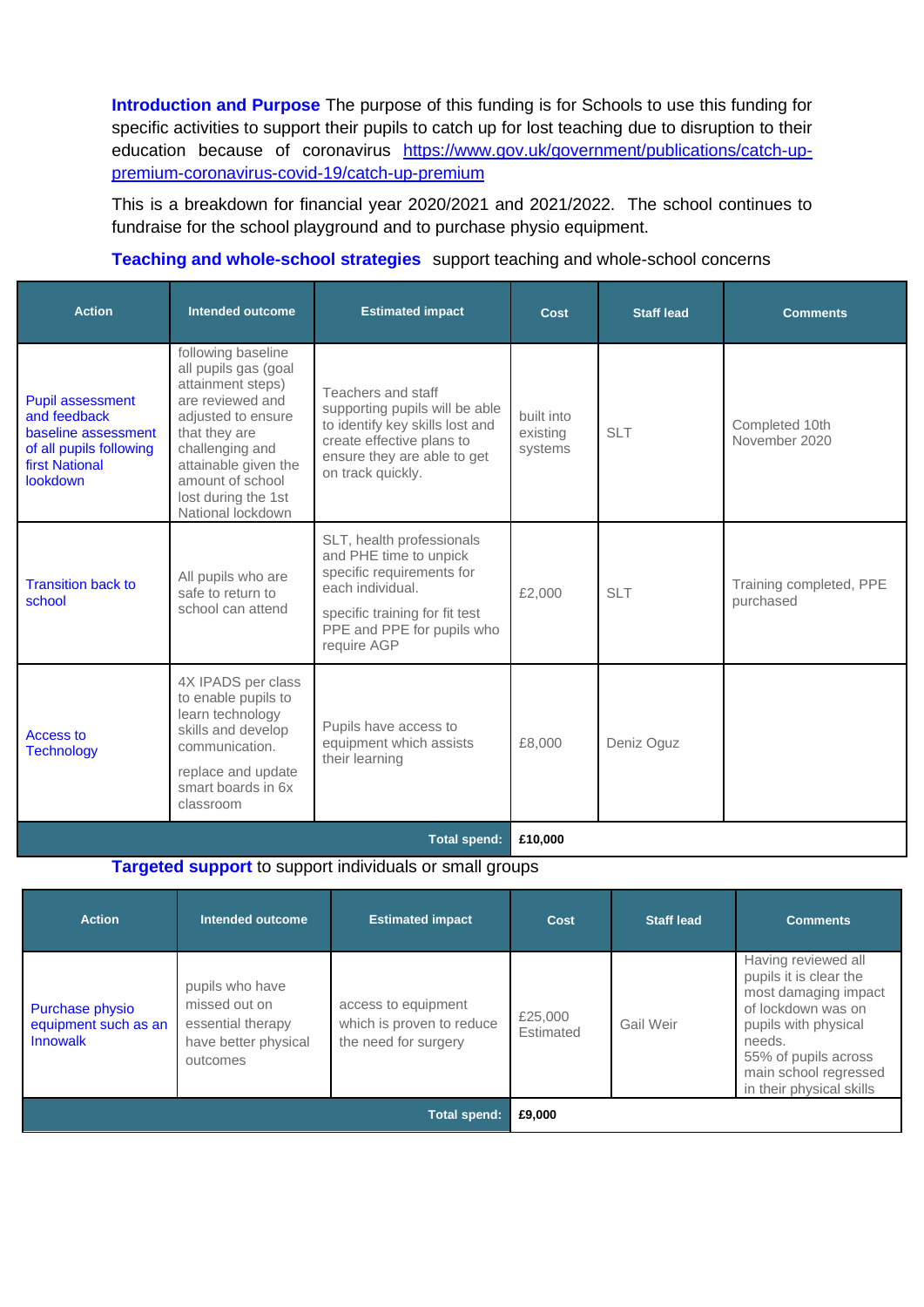**Introduction and Purpose** The purpose of this funding is for Schools to use this funding for specific activities to support their pupils to catch up for lost teaching due to disruption to their education because of coronavirus [https://www.gov.uk/government/publications/catch-up-premium-coronavirus-covid-19/catch-up-premium](https://www.gov.uk/government/publications/catch-up-premium-coronavirus-covid-19/catch-up-premium)

This is a breakdown for financial year 2020/2021 and 2021/2022. The school continues to fundraise for the school playground and to purchase physio equipment.

**Teaching and whole-school strategies** support teaching and whole-school concerns

| Action | Intended outcome | Estimated impact | Cost | Staff lead | Comments |
|---|---|---|---|---|---|
| Pupil assessment and feedback baseline assessment of all pupils following first National lookdown | following baseline all pupils gas (goal attainment steps) are reviewed and adjusted to ensure that they are challenging and attainable given the amount of school lost during the 1st National lockdown | Teachers and staff supporting pupils will be able to identify key skills lost and create effective plans to ensure they are able to get on track quickly. | built into existing systems | SLT | Completed 10th November 2020 |
| Transition back to school | All pupils who are safe to return to school can attend | SLT, health professionals and PHE time to unpick specific requirements for each individual. specific training for fit test PPE and PPE for pupils who require AGP | £2,000 | SLT | Training completed, PPE purchased |
| Access to Technology | 4X IPADS per class to enable pupils to learn technology skills and develop communication. replace and update smart boards in 6x classroom | Pupils have access to equipment which assists their learning | £8,000 | Deniz Oguz | |
| | | **Total spend:** | **£10,000** | | |

**Targeted support** to support individuals or small groups

| Action | Intended outcome | Estimated impact | Cost | Staff lead | Comments |
|---|---|---|---|---|---|
| Purchase physio equipment such as an Innowalk | pupils who have missed out on essential therapy have better physical outcomes | access to equipment which is proven to reduce the need for surgery | £25,000 Estimated | Gail Weir | Having reviewed all pupils it is clear the most damaging impact of lockdown was on pupils with physical needs. 55% of pupils across main school regressed in their physical skills |
| | | **Total spend:** | **£9,000** | | |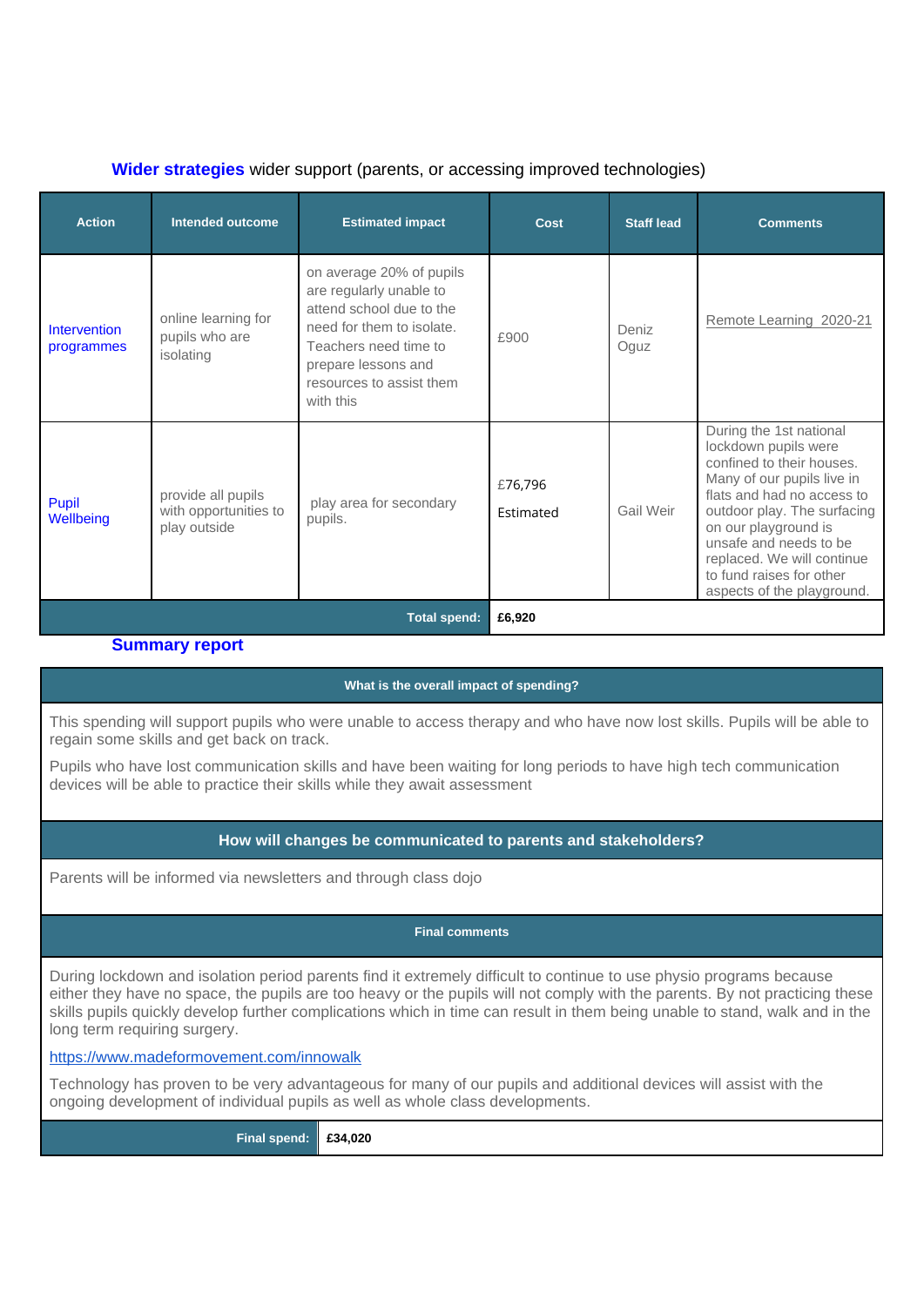**Wider strategies** wider support (parents, or accessing improved technologies)

| Action | Intended outcome | Estimated impact | Cost | Staff lead | Comments |
|---|---|---|---|---|---|
| Intervention programmes | online learning for pupils who are isolating | on average 20% of pupils are regularly unable to attend school due to the need for them to isolate. Teachers need time to prepare lessons and resources to assist them with this | £900 | Deniz Oguz | Remote Learning 2020-21 |
| Pupil Wellbeing | provide all pupils with opportunities to play outside | play area for secondary pupils. | £76,796 Estimated | Gail Weir | During the 1st national lockdown pupils were confined to their houses. Many of our pupils live in flats and had no access to outdoor play. The surfacing on our playground is unsafe and needs to be replaced. We will continue to fund raises for other aspects of the playground. |
| | | **Total spend:** | **£6,920** | | |

**Summary report**

| What is the overall impact of spending? |
|---|
| This spending will support pupils who were unable to access therapy and who have now lost skills. Pupils will be able to regain some skills and get back on track. Pupils who have lost communication skills and have been waiting for long periods to have high tech communication devices will be able to practice their skills while they await assessment |

| How will changes be communicated to parents and stakeholders? |
|---|
| Parents will be informed via newsletters and through class dojo |

| Final comments |
|---|
| During lockdown and isolation period parents find it extremely difficult to continue to use physio programs because either they have no space, the pupils are too heavy or the pupils will not comply with the parents. By not practicing these skills pupils quickly develop further complications which in time can result in them being unable to stand, walk and in the long term requiring surgery. https://www.madeformovement.com/innowalk Technology has proven to be very advantageous for many of our pupils and additional devices will assist with the ongoing development of individual pupils as well as whole class developments. |

| | |
|---|---|
| **Final spend:** | **£34,020** |